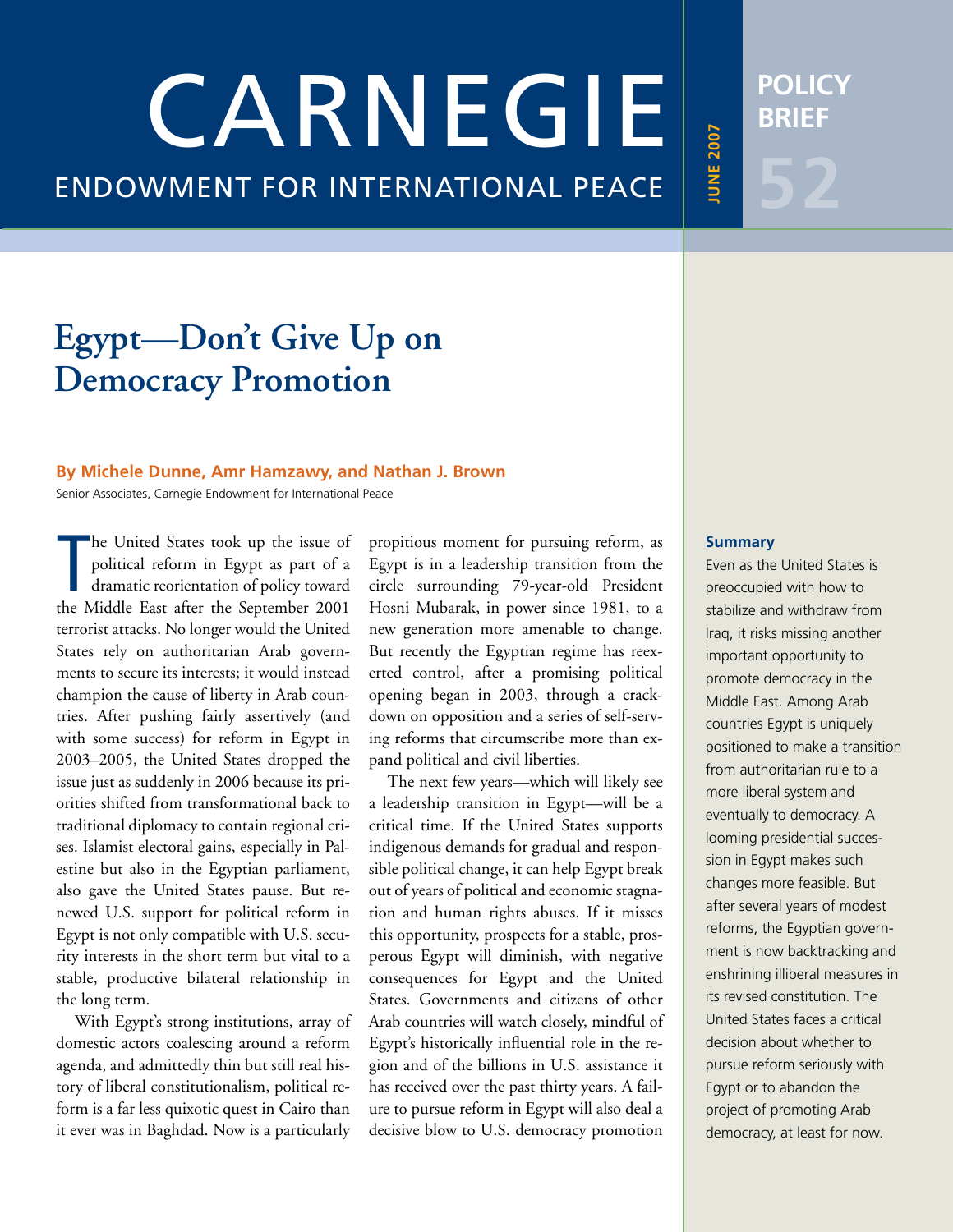# CARNEGIE

ENDOWMENT FOR INTERNATIONAL PEACE

JUNE 2007

POLICY BRIEF 52

# Egypt—Don't Give Up on Democracy Promotion

**By Michele Dunne, Amr Hamzawy, and Nathan J. Brown**

Senior Associates, Carnegie Endowment for International Peace

**Summary**

Even as the United States is preoccupied with how to stabilize and withdraw from Iraq, it risks missing another important opportunity to promote democracy in the Middle East. Among Arab countries Egypt is uniquely positioned to make a transition from authoritarian rule to a more liberal system and eventually to democracy. A looming presidential succession in Egypt makes such changes more feasible. But after several years of modest reforms, the Egyptian government is now backtracking and enshrining illiberal measures in its revised constitution. The United States faces a critical decision about whether to pursue reform seriously with Egypt or to abandon the project of promoting Arab democracy, at least for now.

The United States took up the issue of political reform in Egypt as part of a dramatic reorientation of policy toward the Middle East after the September 2001 terrorist attacks. No longer would the United States rely on authoritarian Arab governments to secure its interests; it would instead champion the cause of liberty in Arab countries. After pushing fairly assertively (and with some success) for reform in Egypt in 2003–2005, the United States dropped the issue just as suddenly in 2006 because its priorities shifted from transformational back to traditional diplomacy to contain regional crises. Islamist electoral gains, especially in Palestine but also in the Egyptian parliament, also gave the United States pause. But renewed U.S. support for political reform in Egypt is not only compatible with U.S. security interests in the short term but vital to a stable, productive bilateral relationship in the long term.

With Egypt's strong institutions, array of domestic actors coalescing around a reform agenda, and admittedly thin but still real history of liberal constitutionalism, political reform is a far less quixotic quest in Cairo than it ever was in Baghdad. Now is a particularly propitious moment for pursuing reform, as Egypt is in a leadership transition from the circle surrounding 79-year-old President Hosni Mubarak, in power since 1981, to a new generation more amenable to change. But recently the Egyptian regime has reexerted control, after a promising political opening began in 2003, through a crackdown on opposition and a series of self-serving reforms that circumscribe more than expand political and civil liberties.

The next few years—which will likely see a leadership transition in Egypt—will be a critical time. If the United States supports indigenous demands for gradual and responsible political change, it can help Egypt break out of years of political and economic stagnation and human rights abuses. If it misses this opportunity, prospects for a stable, prosperous Egypt will diminish, with negative consequences for Egypt and the United States. Governments and citizens of other Arab countries will watch closely, mindful of Egypt's historically influential role in the region and of the billions in U.S. assistance it has received over the past thirty years. A failure to pursue reform in Egypt will also deal a decisive blow to U.S. democracy promotion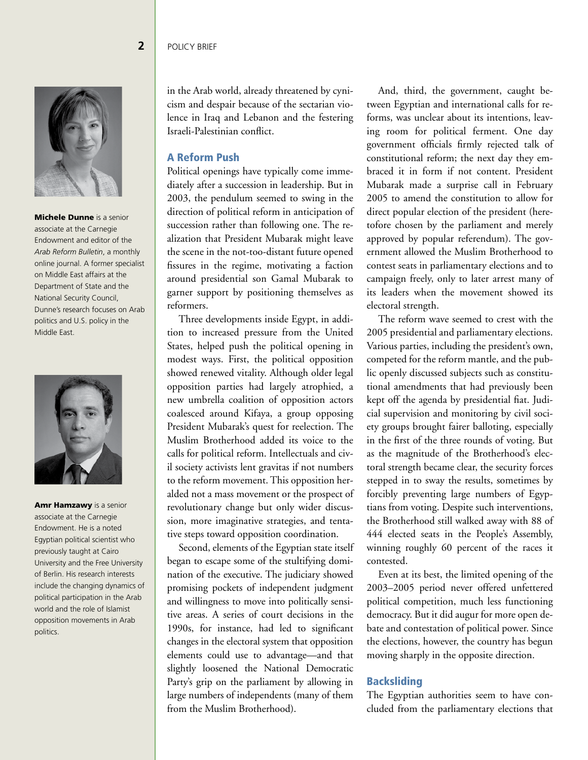**Michele Dunne** is a senior associate at the Carnegie Endowment and editor of the *Arab Reform Bulletin*, a monthly online journal. A former specialist on Middle East affairs at the Department of State and the National Security Council, Dunne's research focuses on Arab politics and U.S. policy in the Middle East.

**Amr Hamzawy** is a senior associate at the Carnegie Endowment. He is a noted Egyptian political scientist who previously taught at Cairo University and the Free University of Berlin. His research interests include the changing dynamics of political participation in the Arab world and the role of Islamist opposition movements in Arab politics.

in the Arab world, already threatened by cynicism and despair because of the sectarian violence in Iraq and Lebanon and the festering Israeli-Palestinian conflict.

## A Reform Push

Political openings have typically come immediately after a succession in leadership. But in 2003, the pendulum seemed to swing in the direction of political reform in anticipation of succession rather than following one. The realization that President Mubarak might leave the scene in the not-too-distant future opened fissures in the regime, motivating a faction around presidential son Gamal Mubarak to garner support by positioning themselves as reformers.

Three developments inside Egypt, in addition to increased pressure from the United States, helped push the political opening in modest ways. First, the political opposition showed renewed vitality. Although older legal opposition parties had largely atrophied, a new umbrella coalition of opposition actors coalesced around Kifaya, a group opposing President Mubarak's quest for reelection. The Muslim Brotherhood added its voice to the calls for political reform. Intellectuals and civil society activists lent gravitas if not numbers to the reform movement. This opposition heralded not a mass movement or the prospect of revolutionary change but only wider discussion, more imaginative strategies, and tentative steps toward opposition coordination.

Second, elements of the Egyptian state itself began to escape some of the stultifying domination of the executive. The judiciary showed promising pockets of independent judgment and willingness to move into politically sensitive areas. A series of court decisions in the 1990s, for instance, had led to significant changes in the electoral system that opposition elements could use to advantage—and that slightly loosened the National Democratic Party's grip on the parliament by allowing in large numbers of independents (many of them from the Muslim Brotherhood).

And, third, the government, caught between Egyptian and international calls for reforms, was unclear about its intentions, leaving room for political ferment. One day government officials firmly rejected talk of constitutional reform; the next day they embraced it in form if not content. President Mubarak made a surprise call in February 2005 to amend the constitution to allow for direct popular election of the president (heretofore chosen by the parliament and merely approved by popular referendum). The government allowed the Muslim Brotherhood to contest seats in parliamentary elections and to campaign freely, only to later arrest many of its leaders when the movement showed its electoral strength.

The reform wave seemed to crest with the 2005 presidential and parliamentary elections. Various parties, including the president's own, competed for the reform mantle, and the public openly discussed subjects such as constitutional amendments that had previously been kept off the agenda by presidential fiat. Judicial supervision and monitoring by civil society groups brought fairer balloting, especially in the first of the three rounds of voting. But as the magnitude of the Brotherhood's electoral strength became clear, the security forces stepped in to sway the results, sometimes by forcibly preventing large numbers of Egyptians from voting. Despite such interventions, the Brotherhood still walked away with 88 of 444 elected seats in the People's Assembly, winning roughly 60 percent of the races it contested.

Even at its best, the limited opening of the 2003–2005 period never offered unfettered political competition, much less functioning democracy. But it did augur for more open debate and contestation of political power. Since the elections, however, the country has begun moving sharply in the opposite direction.

## Backsliding

The Egyptian authorities seem to have concluded from the parliamentary elections that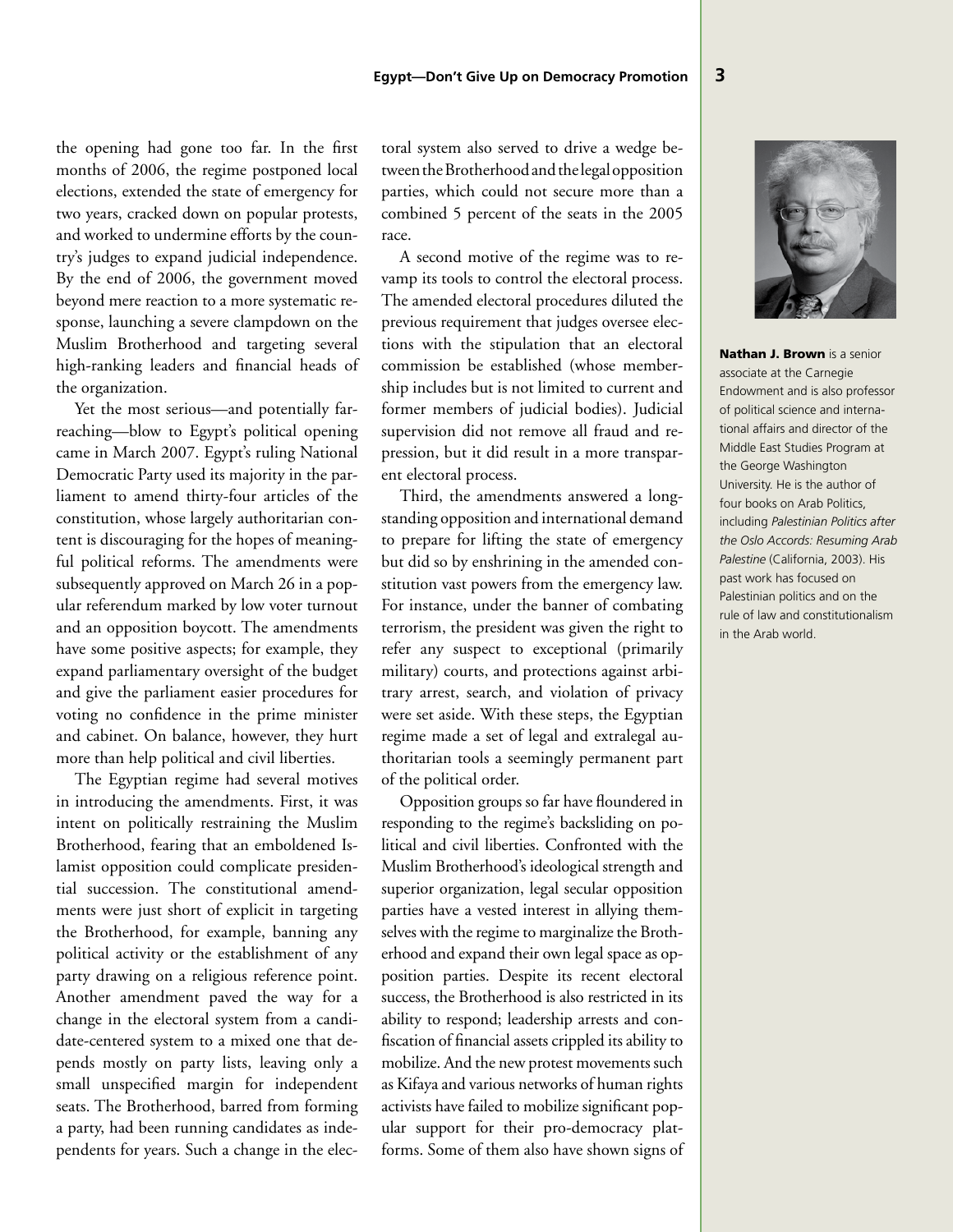the opening had gone too far. In the first months of 2006, the regime postponed local elections, extended the state of emergency for two years, cracked down on popular protests, and worked to undermine efforts by the country's judges to expand judicial independence. By the end of 2006, the government moved beyond mere reaction to a more systematic response, launching a severe clampdown on the Muslim Brotherhood and targeting several high-ranking leaders and financial heads of the organization.

Yet the most serious—and potentially far-reaching—blow to Egypt's political opening came in March 2007. Egypt's ruling National Democratic Party used its majority in the parliament to amend thirty-four articles of the constitution, whose largely authoritarian content is discouraging for the hopes of meaningful political reforms. The amendments were subsequently approved on March 26 in a popular referendum marked by low voter turnout and an opposition boycott. The amendments have some positive aspects; for example, they expand parliamentary oversight of the budget and give the parliament easier procedures for voting no confidence in the prime minister and cabinet. On balance, however, they hurt more than help political and civil liberties.

The Egyptian regime had several motives in introducing the amendments. First, it was intent on politically restraining the Muslim Brotherhood, fearing that an emboldened Islamist opposition could complicate presidential succession. The constitutional amendments were just short of explicit in targeting the Brotherhood, for example, banning any political activity or the establishment of any party drawing on a religious reference point. Another amendment paved the way for a change in the electoral system from a candidate-centered system to a mixed one that depends mostly on party lists, leaving only a small unspecified margin for independent seats. The Brotherhood, barred from forming a party, had been running candidates as independents for years. Such a change in the electoral system also served to drive a wedge between the Brotherhood and the legal opposition parties, which could not secure more than a combined 5 percent of the seats in the 2005 race.

A second motive of the regime was to revamp its tools to control the electoral process. The amended electoral procedures diluted the previous requirement that judges oversee elections with the stipulation that an electoral commission be established (whose membership includes but is not limited to current and former members of judicial bodies). Judicial supervision did not remove all fraud and repression, but it did result in a more transparent electoral process.

Third, the amendments answered a long-standing opposition and international demand to prepare for lifting the state of emergency but did so by enshrining in the amended constitution vast powers from the emergency law. For instance, under the banner of combating terrorism, the president was given the right to refer any suspect to exceptional (primarily military) courts, and protections against arbitrary arrest, search, and violation of privacy were set aside. With these steps, the Egyptian regime made a set of legal and extralegal authoritarian tools a seemingly permanent part of the political order.

Opposition groups so far have floundered in responding to the regime's backsliding on political and civil liberties. Confronted with the Muslim Brotherhood's ideological strength and superior organization, legal secular opposition parties have a vested interest in allying themselves with the regime to marginalize the Brotherhood and expand their own legal space as opposition parties. Despite its recent electoral success, the Brotherhood is also restricted in its ability to respond; leadership arrests and confiscation of financial assets crippled its ability to mobilize. And the new protest movements such as Kifaya and various networks of human rights activists have failed to mobilize significant popular support for their pro-democracy platforms. Some of them also have shown signs of

**Nathan J. Brown** is a senior associate at the Carnegie Endowment and is also professor of political science and international affairs and director of the Middle East Studies Program at the George Washington University. He is the author of four books on Arab Politics, including *Palestinian Politics after the Oslo Accords: Resuming Arab Palestine* (California, 2003). His past work has focused on Palestinian politics and on the rule of law and constitutionalism in the Arab world.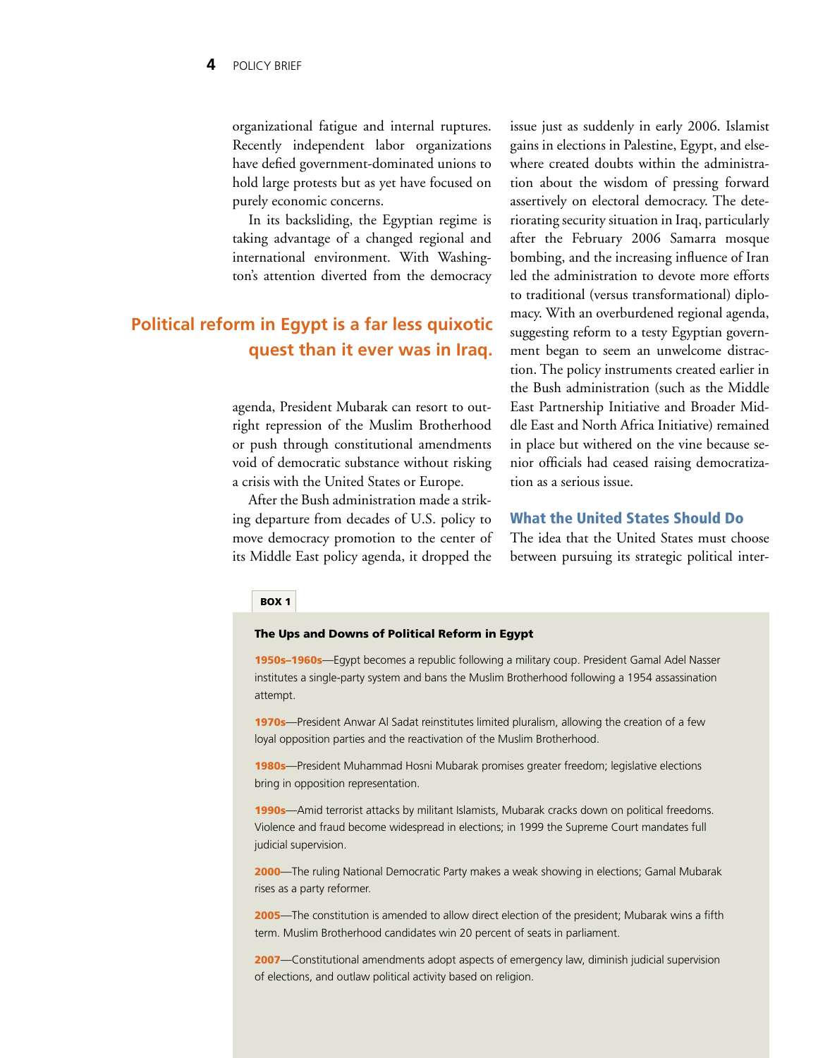organizational fatigue and internal ruptures. Recently independent labor organizations have defied government-dominated unions to hold large protests but as yet have focused on purely economic concerns.

In its backsliding, the Egyptian regime is taking advantage of a changed regional and international environment. With Washington's attention diverted from the democracy agenda, President Mubarak can resort to outright repression of the Muslim Brotherhood or push through constitutional amendments void of democratic substance without risking a crisis with the United States or Europe.

> **Political reform in Egypt is a far less quixotic quest than it ever was in Iraq.**

After the Bush administration made a striking departure from decades of U.S. policy to move democracy promotion to the center of its Middle East policy agenda, it dropped the issue just as suddenly in early 2006. Islamist gains in elections in Palestine, Egypt, and elsewhere created doubts within the administration about the wisdom of pressing forward assertively on electoral democracy. The deteriorating security situation in Iraq, particularly after the February 2006 Samarra mosque bombing, and the increasing influence of Iran led the administration to devote more efforts to traditional (versus transformational) diplomacy. With an overburdened regional agenda, suggesting reform to a testy Egyptian government began to seem an unwelcome distraction. The policy instruments created earlier in the Bush administration (such as the Middle East Partnership Initiative and Broader Middle East and North Africa Initiative) remained in place but withered on the vine because senior officials had ceased raising democratization as a serious issue.

## What the United States Should Do

The idea that the United States must choose between pursuing its strategic political inter-

**BOX 1**

### The Ups and Downs of Political Reform in Egypt

**1950s–1960s**—Egypt becomes a republic following a military coup. President Gamal Adel Nasser institutes a single-party system and bans the Muslim Brotherhood following a 1954 assassination attempt.

**1970s**—President Anwar Al Sadat reinstitutes limited pluralism, allowing the creation of a few loyal opposition parties and the reactivation of the Muslim Brotherhood.

**1980s**—President Muhammad Hosni Mubarak promises greater freedom; legislative elections bring in opposition representation.

**1990s**—Amid terrorist attacks by militant Islamists, Mubarak cracks down on political freedoms. Violence and fraud become widespread in elections; in 1999 the Supreme Court mandates full judicial supervision.

**2000**—The ruling National Democratic Party makes a weak showing in elections; Gamal Mubarak rises as a party reformer.

**2005**—The constitution is amended to allow direct election of the president; Mubarak wins a fifth term. Muslim Brotherhood candidates win 20 percent of seats in parliament.

**2007**—Constitutional amendments adopt aspects of emergency law, diminish judicial supervision of elections, and outlaw political activity based on religion.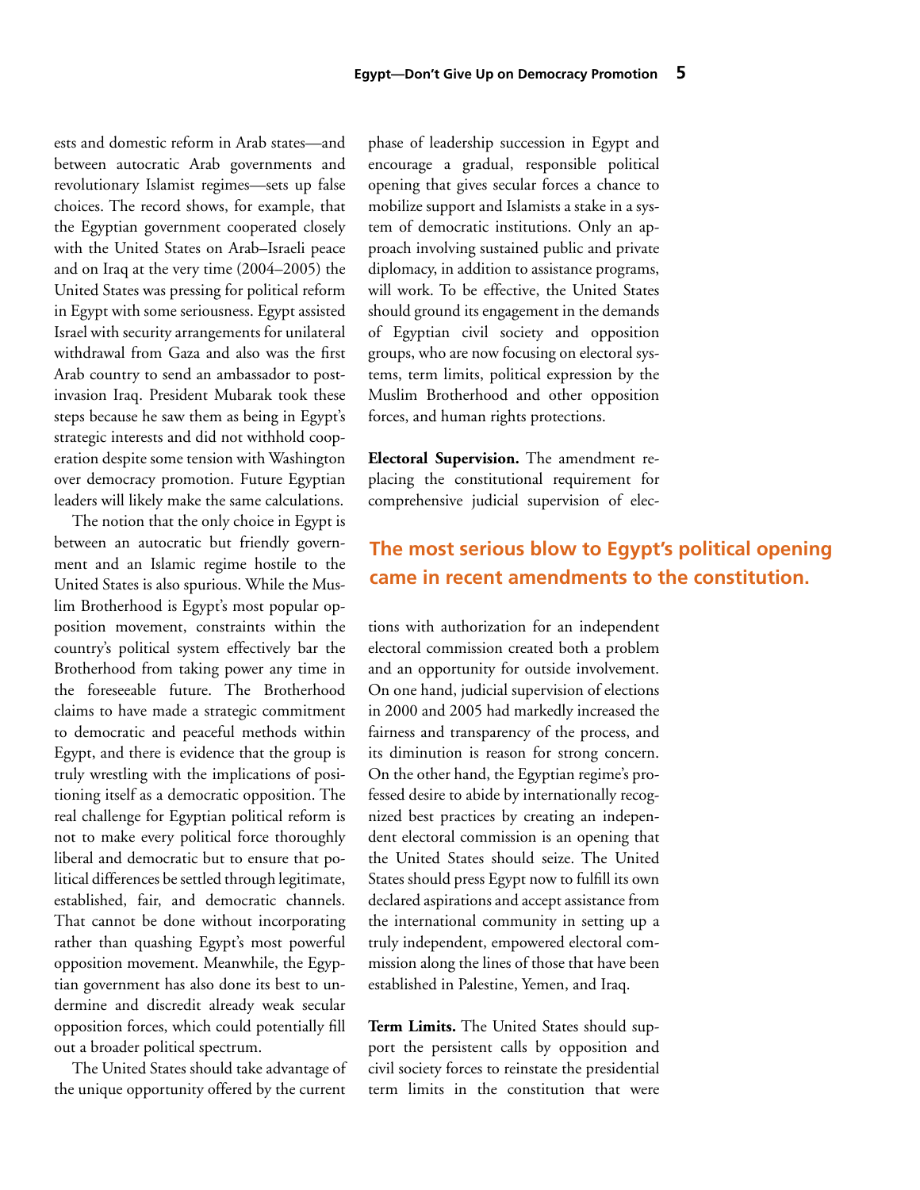ests and domestic reform in Arab states—and between autocratic Arab governments and revolutionary Islamist regimes—sets up false choices. The record shows, for example, that the Egyptian government cooperated closely with the United States on Arab–Israeli peace and on Iraq at the very time (2004–2005) the United States was pressing for political reform in Egypt with some seriousness. Egypt assisted Israel with security arrangements for unilateral withdrawal from Gaza and also was the first Arab country to send an ambassador to post-invasion Iraq. President Mubarak took these steps because he saw them as being in Egypt's strategic interests and did not withhold cooperation despite some tension with Washington over democracy promotion. Future Egyptian leaders will likely make the same calculations.

The notion that the only choice in Egypt is between an autocratic but friendly government and an Islamic regime hostile to the United States is also spurious. While the Muslim Brotherhood is Egypt's most popular opposition movement, constraints within the country's political system effectively bar the Brotherhood from taking power any time in the foreseeable future. The Brotherhood claims to have made a strategic commitment to democratic and peaceful methods within Egypt, and there is evidence that the group is truly wrestling with the implications of positioning itself as a democratic opposition. The real challenge for Egyptian political reform is not to make every political force thoroughly liberal and democratic but to ensure that political differences be settled through legitimate, established, fair, and democratic channels. That cannot be done without incorporating rather than quashing Egypt's most powerful opposition movement. Meanwhile, the Egyptian government has also done its best to undermine and discredit already weak secular opposition forces, which could potentially fill out a broader political spectrum.

The United States should take advantage of the unique opportunity offered by the current phase of leadership succession in Egypt and encourage a gradual, responsible political opening that gives secular forces a chance to mobilize support and Islamists a stake in a system of democratic institutions. Only an approach involving sustained public and private diplomacy, in addition to assistance programs, will work. To be effective, the United States should ground its engagement in the demands of Egyptian civil society and opposition groups, who are now focusing on electoral systems, term limits, political expression by the Muslim Brotherhood and other opposition forces, and human rights protections.

**The most serious blow to Egypt's political opening came in recent amendments to the constitution.**

**Electoral Supervision.** The amendment replacing the constitutional requirement for comprehensive judicial supervision of elections with authorization for an independent electoral commission created both a problem and an opportunity for outside involvement. On one hand, judicial supervision of elections in 2000 and 2005 had markedly increased the fairness and transparency of the process, and its diminution is reason for strong concern. On the other hand, the Egyptian regime's professed desire to abide by internationally recognized best practices by creating an independent electoral commission is an opening that the United States should seize. The United States should press Egypt now to fulfill its own declared aspirations and accept assistance from the international community in setting up a truly independent, empowered electoral commission along the lines of those that have been established in Palestine, Yemen, and Iraq.

**Term Limits.** The United States should support the persistent calls by opposition and civil society forces to reinstate the presidential term limits in the constitution that were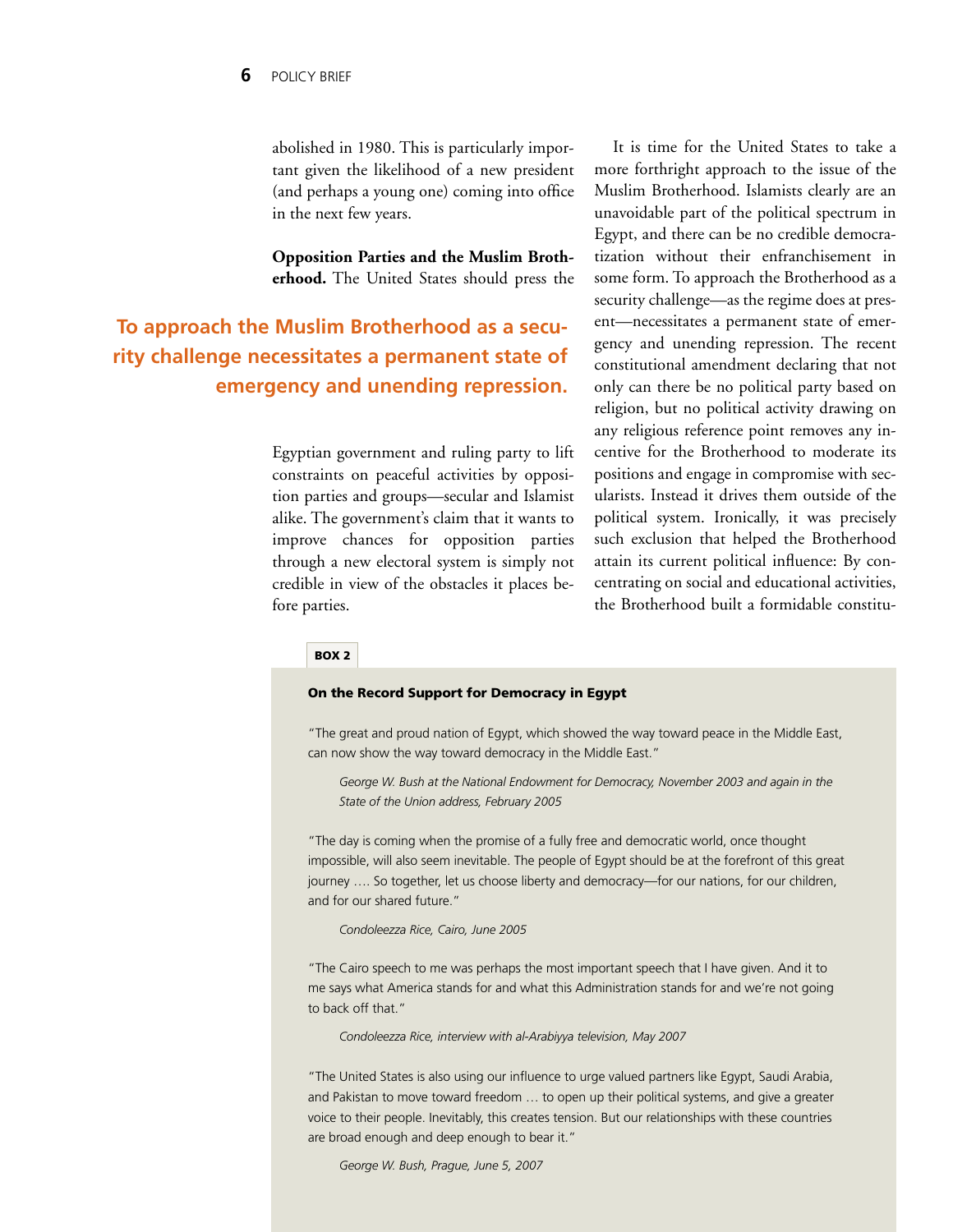abolished in 1980. This is particularly important given the likelihood of a new president (and perhaps a young one) coming into office in the next few years.

**Opposition Parties and the Muslim Brotherhood.** The United States should press the Egyptian government and ruling party to lift constraints on peaceful activities by opposition parties and groups—secular and Islamist alike. The government's claim that it wants to improve chances for opposition parties through a new electoral system is simply not credible in view of the obstacles it places before parties.

**To approach the Muslim Brotherhood as a security challenge necessitates a permanent state of emergency and unending repression.**

It is time for the United States to take a more forthright approach to the issue of the Muslim Brotherhood. Islamists clearly are an unavoidable part of the political spectrum in Egypt, and there can be no credible democratization without their enfranchisement in some form. To approach the Brotherhood as a security challenge—as the regime does at present—necessitates a permanent state of emergency and unending repression. The recent constitutional amendment declaring that not only can there be no political party based on religion, but no political activity drawing on any religious reference point removes any incentive for the Brotherhood to moderate its positions and engage in compromise with secularists. Instead it drives them outside of the political system. Ironically, it was precisely such exclusion that helped the Brotherhood attain its current political influence: By concentrating on social and educational activities, the Brotherhood built a formidable constitu-

**BOX 2**

**On the Record Support for Democracy in Egypt**

"The great and proud nation of Egypt, which showed the way toward peace in the Middle East, can now show the way toward democracy in the Middle East."

*George W. Bush at the National Endowment for Democracy, November 2003 and again in the State of the Union address, February 2005*

"The day is coming when the promise of a fully free and democratic world, once thought impossible, will also seem inevitable. The people of Egypt should be at the forefront of this great journey …. So together, let us choose liberty and democracy—for our nations, for our children, and for our shared future."

*Condoleezza Rice, Cairo, June 2005*

"The Cairo speech to me was perhaps the most important speech that I have given. And it to me says what America stands for and what this Administration stands for and we're not going to back off that."

*Condoleezza Rice, interview with al-Arabiyya television, May 2007*

"The United States is also using our influence to urge valued partners like Egypt, Saudi Arabia, and Pakistan to move toward freedom … to open up their political systems, and give a greater voice to their people. Inevitably, this creates tension. But our relationships with these countries are broad enough and deep enough to bear it."

*George W. Bush, Prague, June 5, 2007*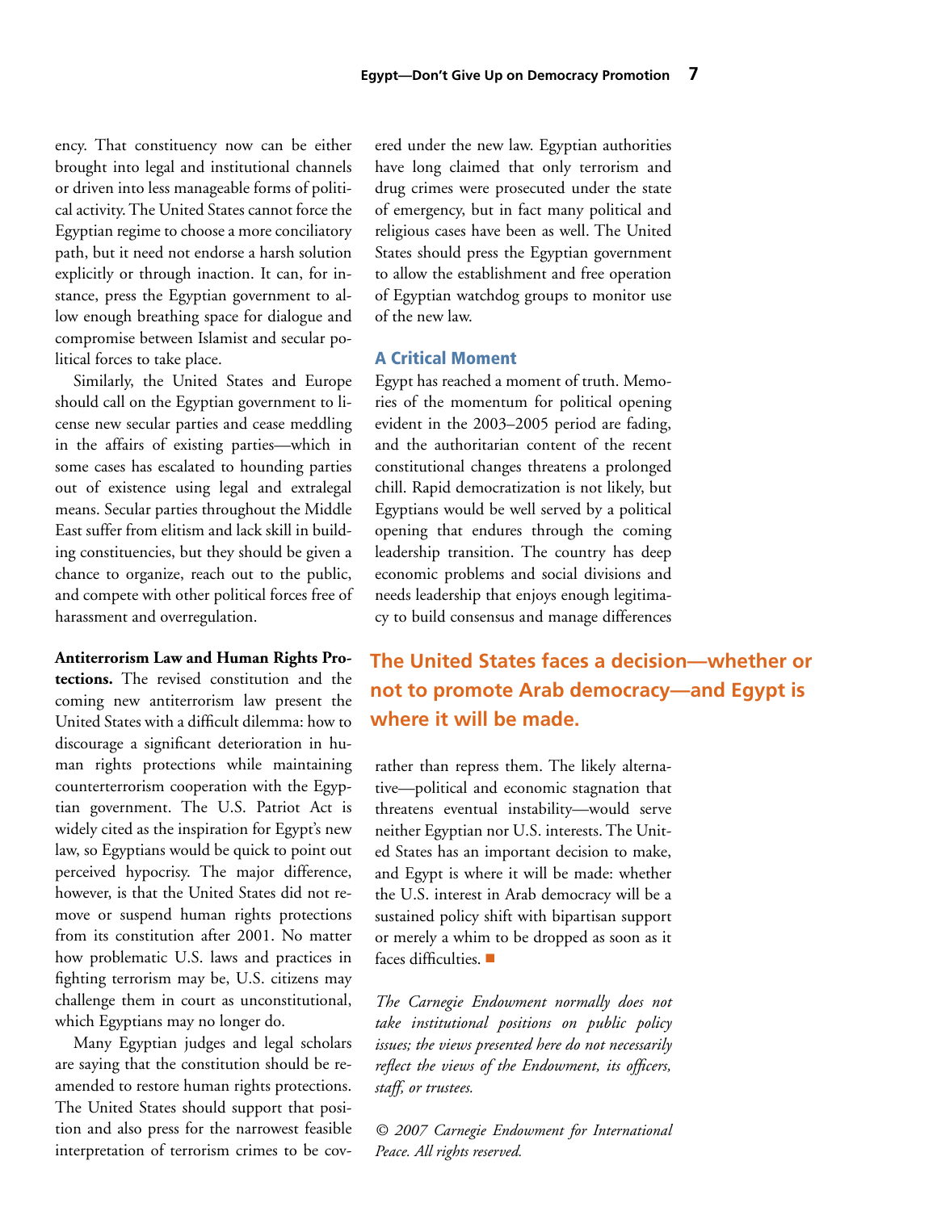ency. That constituency now can be either brought into legal and institutional channels or driven into less manageable forms of political activity. The United States cannot force the Egyptian regime to choose a more conciliatory path, but it need not endorse a harsh solution explicitly or through inaction. It can, for instance, press the Egyptian government to allow enough breathing space for dialogue and compromise between Islamist and secular political forces to take place.

Similarly, the United States and Europe should call on the Egyptian government to license new secular parties and cease meddling in the affairs of existing parties—which in some cases has escalated to hounding parties out of existence using legal and extralegal means. Secular parties throughout the Middle East suffer from elitism and lack skill in building constituencies, but they should be given a chance to organize, reach out to the public, and compete with other political forces free of harassment and overregulation.

**Antiterrorism Law and Human Rights Protections.** The revised constitution and the coming new antiterrorism law present the United States with a difficult dilemma: how to discourage a significant deterioration in human rights protections while maintaining counterterrorism cooperation with the Egyptian government. The U.S. Patriot Act is widely cited as the inspiration for Egypt's new law, so Egyptians would be quick to point out perceived hypocrisy. The major difference, however, is that the United States did not remove or suspend human rights protections from its constitution after 2001. No matter how problematic U.S. laws and practices in fighting terrorism may be, U.S. citizens may challenge them in court as unconstitutional, which Egyptians may no longer do.

Many Egyptian judges and legal scholars are saying that the constitution should be reamended to restore human rights protections. The United States should support that position and also press for the narrowest feasible interpretation of terrorism crimes to be covered under the new law. Egyptian authorities have long claimed that only terrorism and drug crimes were prosecuted under the state of emergency, but in fact many political and religious cases have been as well. The United States should press the Egyptian government to allow the establishment and free operation of Egyptian watchdog groups to monitor use of the new law.

## A Critical Moment

Egypt has reached a moment of truth. Memories of the momentum for political opening evident in the 2003–2005 period are fading, and the authoritarian content of the recent constitutional changes threatens a prolonged chill. Rapid democratization is not likely, but Egyptians would be well served by a political opening that endures through the coming leadership transition. The country has deep economic problems and social divisions and needs leadership that enjoys enough legitimacy to build consensus and manage differences rather than repress them. The likely alternative—political and economic stagnation that threatens eventual instability—would serve neither Egyptian nor U.S. interests. The United States has an important decision to make, and Egypt is where it will be made: whether the U.S. interest in Arab democracy will be a sustained policy shift with bipartisan support or merely a whim to be dropped as soon as it faces difficulties. ■

**The United States faces a decision—whether or not to promote Arab democracy—and Egypt is where it will be made.**

*The Carnegie Endowment normally does not take institutional positions on public policy issues; the views presented here do not necessarily reflect the views of the Endowment, its officers, staff, or trustees.*

*© 2007 Carnegie Endowment for International Peace. All rights reserved.*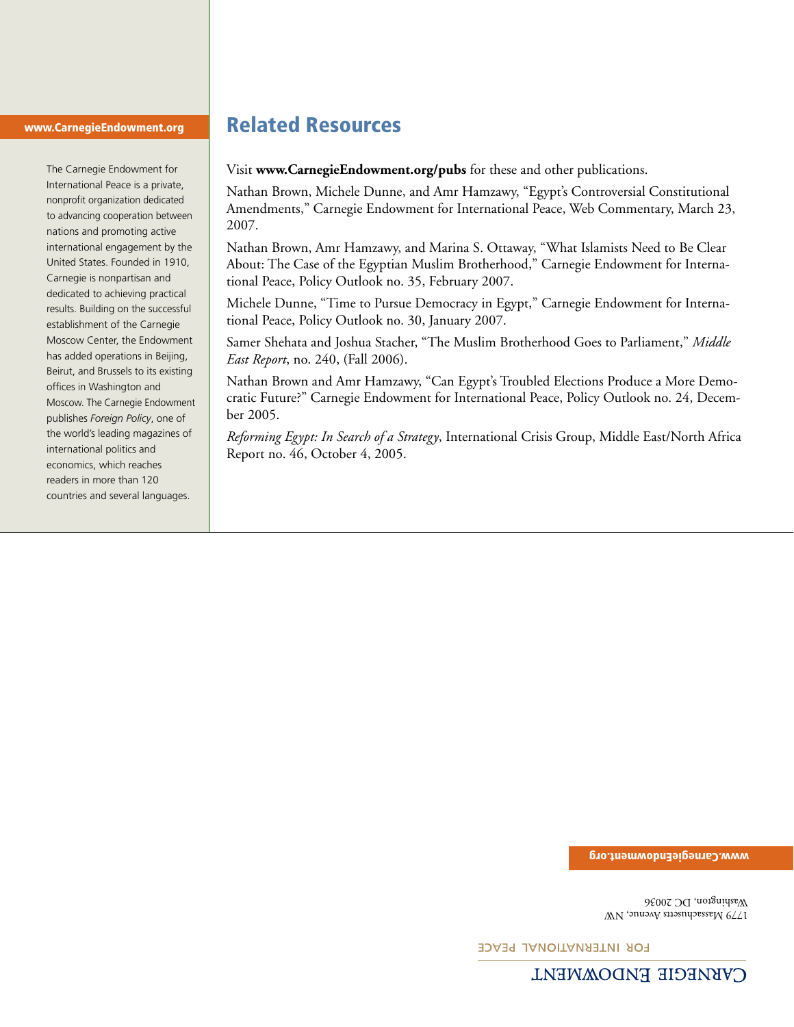www.CarnegieEndowment.org

The Carnegie Endowment for International Peace is a private, nonprofit organization dedicated to advancing cooperation between nations and promoting active international engagement by the United States. Founded in 1910, Carnegie is nonpartisan and dedicated to achieving practical results. Building on the successful establishment of the Carnegie Moscow Center, the Endowment has added operations in Beijing, Beirut, and Brussels to its existing offices in Washington and Moscow. The Carnegie Endowment publishes *Foreign Policy*, one of the world's leading magazines of international politics and economics, which reaches readers in more than 120 countries and several languages.

## Related Resources

Visit **www.CarnegieEndowment.org/pubs** for these and other publications.

Nathan Brown, Michele Dunne, and Amr Hamzawy, "Egypt's Controversial Constitutional Amendments," Carnegie Endowment for International Peace, Web Commentary, March 23, 2007.

Nathan Brown, Amr Hamzawy, and Marina S. Ottaway, "What Islamists Need to Be Clear About: The Case of the Egyptian Muslim Brotherhood," Carnegie Endowment for International Peace, Policy Outlook no. 35, February 2007.

Michele Dunne, "Time to Pursue Democracy in Egypt," Carnegie Endowment for International Peace, Policy Outlook no. 30, January 2007.

Samer Shehata and Joshua Stacher, "The Muslim Brotherhood Goes to Parliament," *Middle East Report*, no. 240, (Fall 2006).

Nathan Brown and Amr Hamzawy, "Can Egypt's Troubled Elections Produce a More Democratic Future?" Carnegie Endowment for International Peace, Policy Outlook no. 24, December 2005.

*Reforming Egypt: In Search of a Strategy*, International Crisis Group, Middle East/North Africa Report no. 46, October 4, 2005.

CARNEGIE ENDOWMENT
FOR INTERNATIONAL PEACE

1779 Massachusetts Avenue, NW
Washington, DC 20036

www.CarnegieEndowment.org